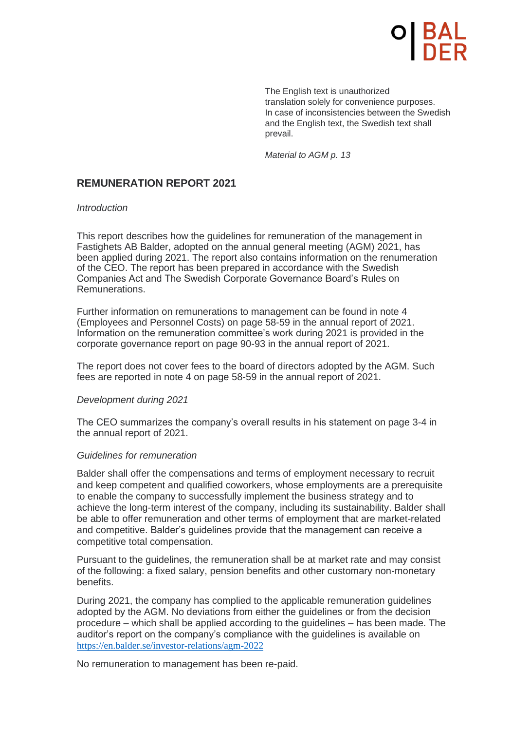The English text is unauthorized translation solely for convenience purposes. In case of inconsistencies between the Swedish and the English text, the Swedish text shall prevail.

*Material to AGM p. 13*

## REMUNERATION REPORT 2021

*Introduction*

This report describes how the guidelines for remuneration of the management in Fastighets AB Balder, adopted on the annual general meeting (AGM) 2021, has been applied during 2021. The report also contains information on the renumeration of the CEO. The report has been prepared in accordance with the Swedish Companies Act and The Swedish Corporate Governance Board's Rules on Remunerations.

Further information on remunerations to management can be found in note 4 (Employees and Personnel Costs) on page 58-59 in the annual report of 2021. Information on the remuneration committee's work during 2021 is provided in the corporate governance report on page 90-93 in the annual report of 2021.

The report does not cover fees to the board of directors adopted by the AGM. Such fees are reported in note 4 on page 58-59 in the annual report of 2021.

*Development during 2021*

The CEO summarizes the company's overall results in his statement on page 3-4 in the annual report of 2021.

*Guidelines for remuneration*

Balder shall offer the compensations and terms of employment necessary to recruit and keep competent and qualified coworkers, whose employments are a prerequisite to enable the company to successfully implement the business strategy and to achieve the long-term interest of the company, including its sustainability. Balder shall be able to offer remuneration and other terms of employment that are market-related and competitive. Balder's guidelines provide that the management can receive a competitive total compensation.

Pursuant to the guidelines, the remuneration shall be at market rate and may consist of the following: a fixed salary, pension benefits and other customary non-monetary benefits.

During 2021, the company has complied to the applicable remuneration guidelines adopted by the AGM. No deviations from either the guidelines or from the decision procedure – which shall be applied according to the guidelines – has been made. The auditor's report on the company's compliance with the guidelines is available on https://en.balder.se/investor-relations/agm-2022

No remuneration to management has been re-paid.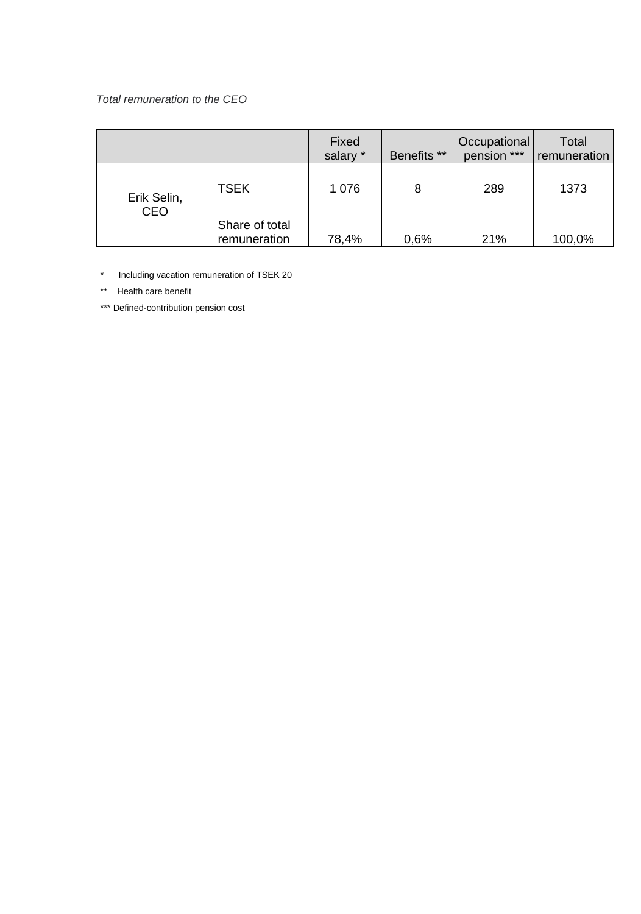*Total remuneration to the CEO*

| | | Fixed salary * | Benefits ** | Occupational pension *** | Total remuneration |
|---|---|---|---|---|---|
| Erik Selin, CEO | TSEK | 1 076 | 8 | 289 | 1373 |
| | Share of total remuneration | 78,4% | 0,6% | 21% | 100,0% |

\* Including vacation remuneration of TSEK 20

** Health care benefit

*** Defined-contribution pension cost